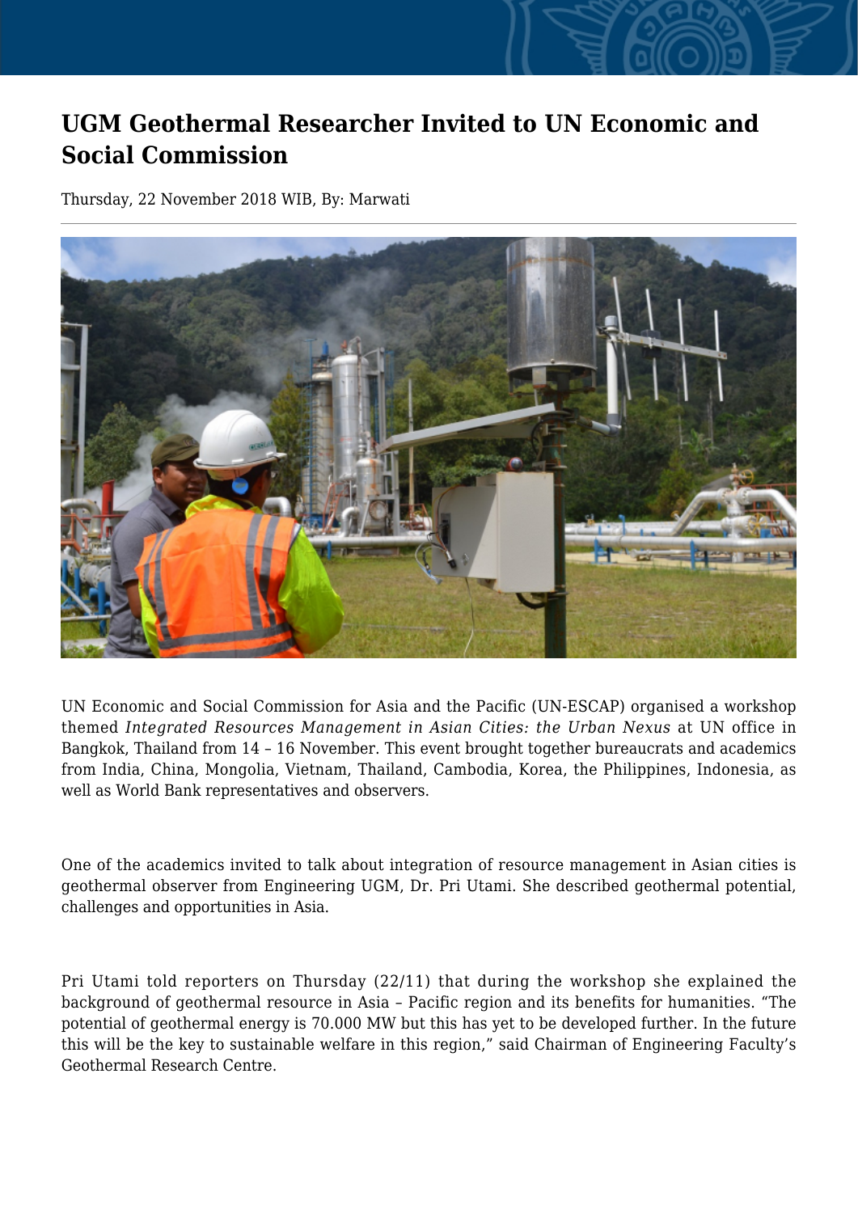# UGM Geothermal Researcher Invited to UN Economic and Social Commission

Thursday, 22 November 2018 WIB, By: Marwati

UN Economic and Social Commission for Asia and the Pacific (UN-ESCAP) organised a workshop themed *Integrated Resources Management in Asian Cities: the Urban Nexus* at UN office in Bangkok, Thailand from 14 – 16 November. This event brought together bureaucrats and academics from India, China, Mongolia, Vietnam, Thailand, Cambodia, Korea, the Philippines, Indonesia, as well as World Bank representatives and observers.

One of the academics invited to talk about integration of resource management in Asian cities is geothermal observer from Engineering UGM, Dr. Pri Utami. She described geothermal potential, challenges and opportunities in Asia.

Pri Utami told reporters on Thursday (22/11) that during the workshop she explained the background of geothermal resource in Asia – Pacific region and its benefits for humanities. "The potential of geothermal energy is 70.000 MW but this has yet to be developed further. In the future this will be the key to sustainable welfare in this region," said Chairman of Engineering Faculty's Geothermal Research Centre.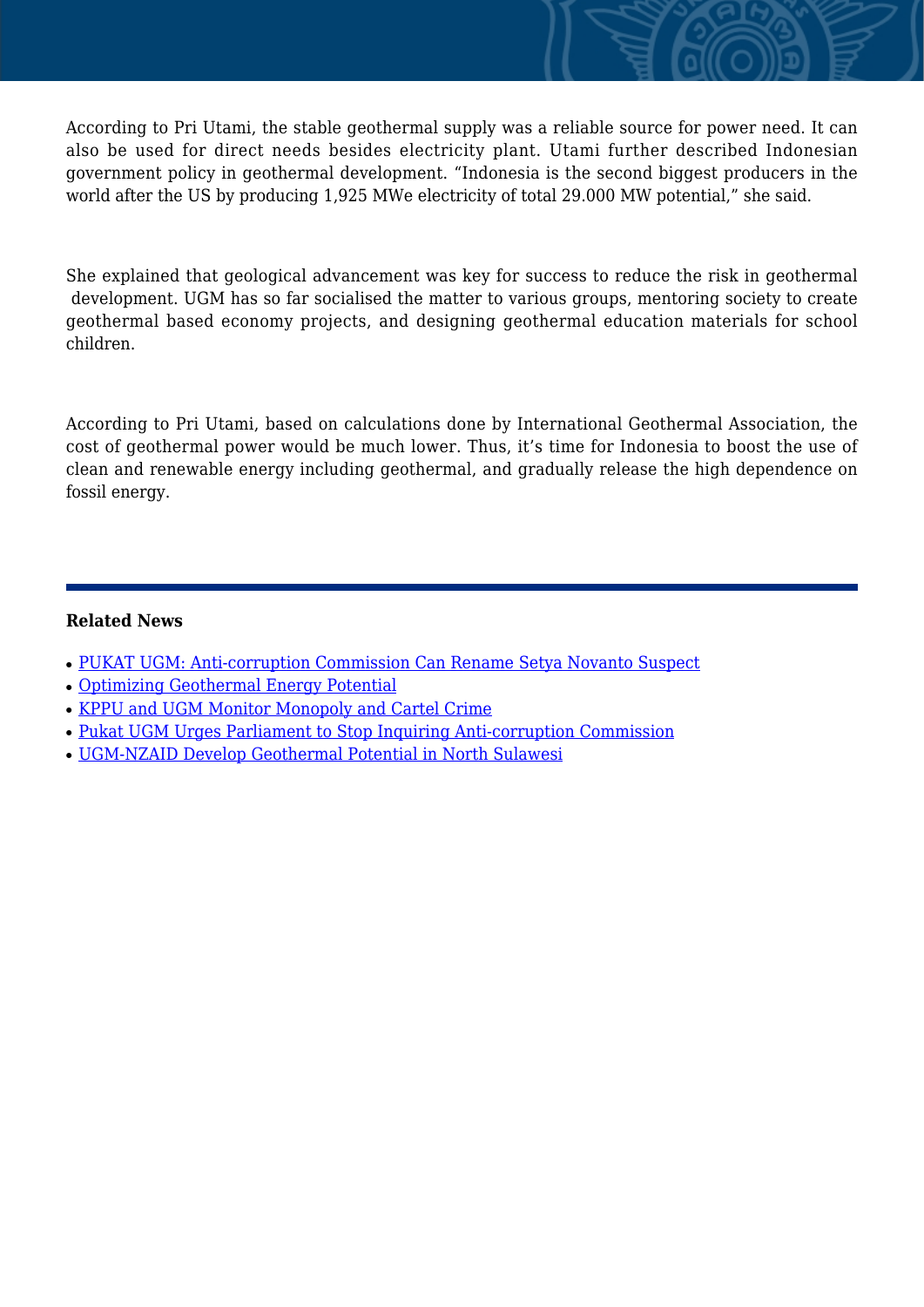According to Pri Utami, the stable geothermal supply was a reliable source for power need. It can also be used for direct needs besides electricity plant. Utami further described Indonesian government policy in geothermal development. “Indonesia is the second biggest producers in the world after the US by producing 1,925 MWe electricity of total 29.000 MW potential,” she said.

She explained that geological advancement was key for success to reduce the risk in geothermal development. UGM has so far socialised the matter to various groups, mentoring society to create geothermal based economy projects, and designing geothermal education materials for school children.

According to Pri Utami, based on calculations done by International Geothermal Association, the cost of geothermal power would be much lower. Thus, it’s time for Indonesia to boost the use of clean and renewable energy including geothermal, and gradually release the high dependence on fossil energy.

---

**Related News**

- PUKAT UGM: Anti-corruption Commission Can Rename Setya Novanto Suspect
- Optimizing Geothermal Energy Potential
- KPPU and UGM Monitor Monopoly and Cartel Crime
- Pukat UGM Urges Parliament to Stop Inquiring Anti-corruption Commission
- UGM-NZAID Develop Geothermal Potential in North Sulawesi